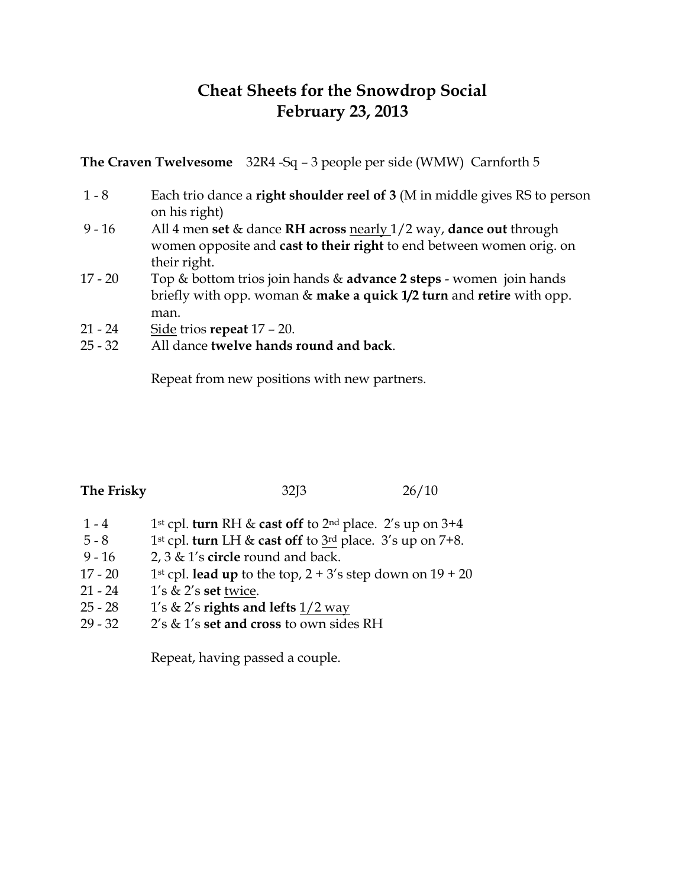# Cheat Sheets for the Snowdrop Social
## February 23, 2013

**The Craven Twelvesome** 32R4 -Sq – 3 people per side (WMW) Carnforth 5

| | |
|---|---|
| 1 - 8 | Each trio dance a **right shoulder reel of 3** (M in middle gives RS to person on his right) |
| 9 - 16 | All 4 men **set** & dance **RH across** <u>nearly</u> 1/2 way, **dance out** through women opposite and **cast to their right** to end between women orig. on their right. |
| 17 - 20 | Top & bottom trios join hands & **advance 2 steps** - women join hands briefly with opp. woman & **make a quick 1/2 turn** and **retire** with opp. man. |
| 21 - 24 | <u>Side</u> trios **repeat** 17 – 20. |
| 25 - 32 | All dance **twelve hands round and back**. |

Repeat from new positions with new partners.

**The Frisky** 32J3 26/10

| | |
|---|---|
| 1 - 4 | 1st cpl. **turn** RH & **cast off** to 2nd place. 2's up on 3+4 |
| 5 - 8 | 1st cpl. **turn** LH & **cast off** to <u>3rd</u> place. 3's up on 7+8. |
| 9 - 16 | 2, 3 & 1's **circle** round and back. |
| 17 - 20 | 1st cpl. **lead up** to the top, 2 + 3's step down on 19 + 20 |
| 21 - 24 | 1's & 2's **set** <u>twice</u>. |
| 25 - 28 | 1's & 2's **rights and lefts** <u>1/2 way</u> |
| 29 - 32 | 2's & 1's **set and cross** to own sides RH |

Repeat, having passed a couple.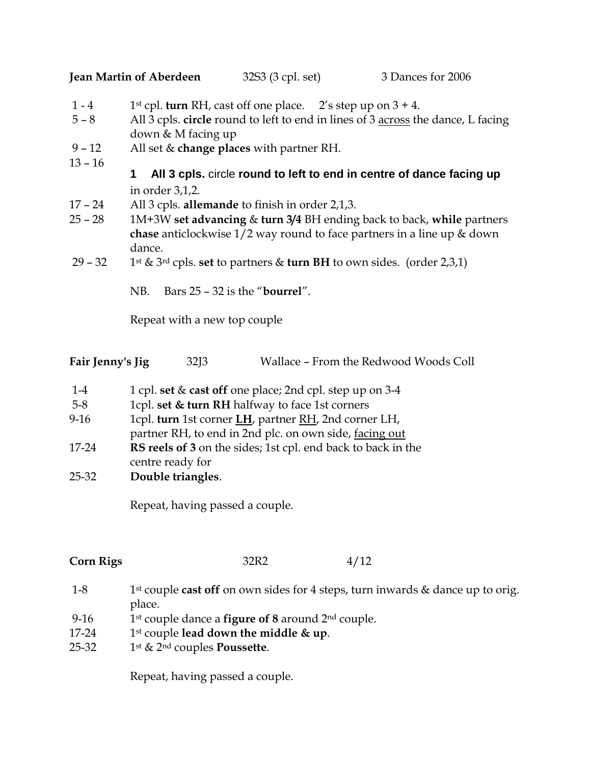**Jean Martin of Aberdeen** 32S3 (3 cpl. set) 3 Dances for 2006

| | |
|---|---|
| 1 - 4 | 1st cpl. **turn** RH, cast off one place. 2's step up on 3 + 4. |
| 5 – 8 | All 3 cpls. **circle** round to left to end in lines of 3 across the dance, L facing down & M facing up |
| 9 – 12 | All set & **change places** with partner RH. |
| 13 – 16 | 1 **All 3 cpls.** circle **round to left to end in centre of dance facing up** in order 3,1,2. |
| 17 – 24 | All 3 cpls. **allemande** to finish in order 2,1,3. |
| 25 – 28 | 1M+3W **set advancing** & **turn 3/4** BH ending back to back, **while** partners **chase** anticlockwise 1/2 way round to face partners in a line up & down dance. |
| 29 – 32 | 1st & 3rd cpls. **set** to partners & **turn BH** to own sides. (order 2,3,1) |

NB. Bars 25 – 32 is the "**bourrel**".

Repeat with a new top couple

**Fair Jenny's Jig** 32J3 Wallace – From the Redwood Woods Coll

| | |
|---|---|
| 1-4 | 1 cpl. **set** & **cast off** one place; 2nd cpl. step up on 3-4 |
| 5-8 | 1cpl. **set & turn RH** halfway to face 1st corners |
| 9-16 | 1cpl. **turn** 1st corner **LH**, partner RH, 2nd corner LH, partner RH, to end in 2nd plc. on own side, facing out |
| 17-24 | **RS reels of 3** on the sides; 1st cpl. end back to back in the centre ready for |
| 25-32 | **Double triangles**. |

Repeat, having passed a couple.

**Corn Rigs** 32R2 4/12

| | |
|---|---|
| 1-8 | 1st couple **cast off** on own sides for 4 steps, turn inwards & dance up to orig. place. |
| 9-16 | 1st couple dance a **figure of 8** around 2nd couple. |
| 17-24 | 1st couple **lead down the middle & up**. |
| 25-32 | 1st & 2nd couples **Poussette**. |

Repeat, having passed a couple.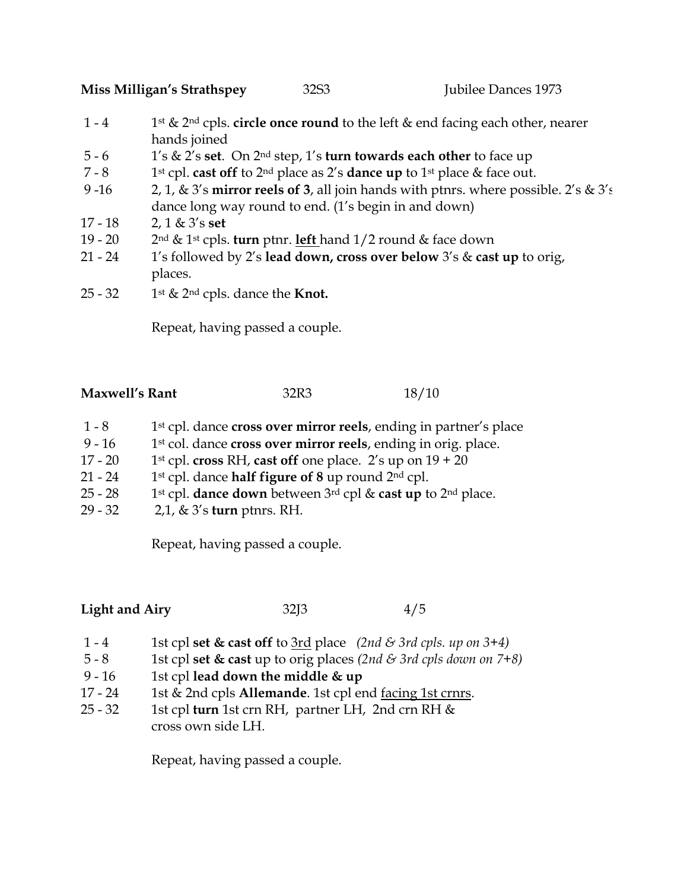**Miss Milligan's Strathspey** 32S3 Jubilee Dances 1973

| | |
|---|---|
| 1 - 4 | 1st & 2nd cpls. **circle once round** to the left & end facing each other, nearer hands joined |
| 5 - 6 | 1's & 2's **set**. On 2nd step, 1's **turn towards each other** to face up |
| 7 - 8 | 1st cpl. **cast off** to 2nd place as 2's **dance up** to 1st place & face out. |
| 9 -16 | 2, 1, & 3's **mirror reels of 3**, all join hands with ptnrs. where possible. 2's & 3's dance long way round to end. (1's begin in and down) |
| 17 - 18 | 2, 1 & 3's **set** |
| 19 - 20 | 2nd & 1st cpls. **turn** ptnr. **left** hand 1/2 round & face down |
| 21 - 24 | 1's followed by 2's **lead down, cross over below** 3's & **cast up** to orig, places. |
| 25 - 32 | 1st & 2nd cpls. dance the **Knot.** |

Repeat, having passed a couple.

**Maxwell's Rant** 32R3 18/10

| | |
|---|---|
| 1 - 8 | 1st cpl. dance **cross over mirror reels**, ending in partner's place |
| 9 - 16 | 1st col. dance **cross over mirror reels**, ending in orig. place. |
| 17 - 20 | 1st cpl. **cross** RH, **cast off** one place. 2's up on 19 + 20 |
| 21 - 24 | 1st cpl. dance **half figure of 8** up round 2nd cpl. |
| 25 - 28 | 1st cpl. **dance down** between 3rd cpl & **cast up** to 2nd place. |
| 29 - 32 | 2,1, & 3's **turn** ptnrs. RH. |

Repeat, having passed a couple.

**Light and Airy** 32J3 4/5

| | |
|---|---|
| 1 - 4 | 1st cpl **set & cast off** to 3rd place *(2nd & 3rd cpls. up on 3+4)* |
| 5 - 8 | 1st cpl **set & cast** up to orig places *(2nd & 3rd cpls down on 7+8)* |
| 9 - 16 | 1st cpl **lead down the middle & up** |
| 17 - 24 | 1st & 2nd cpls **Allemande**. 1st cpl end facing 1st crnrs. |
| 25 - 32 | 1st cpl **turn** 1st crn RH, partner LH, 2nd crn RH & cross own side LH. |

Repeat, having passed a couple.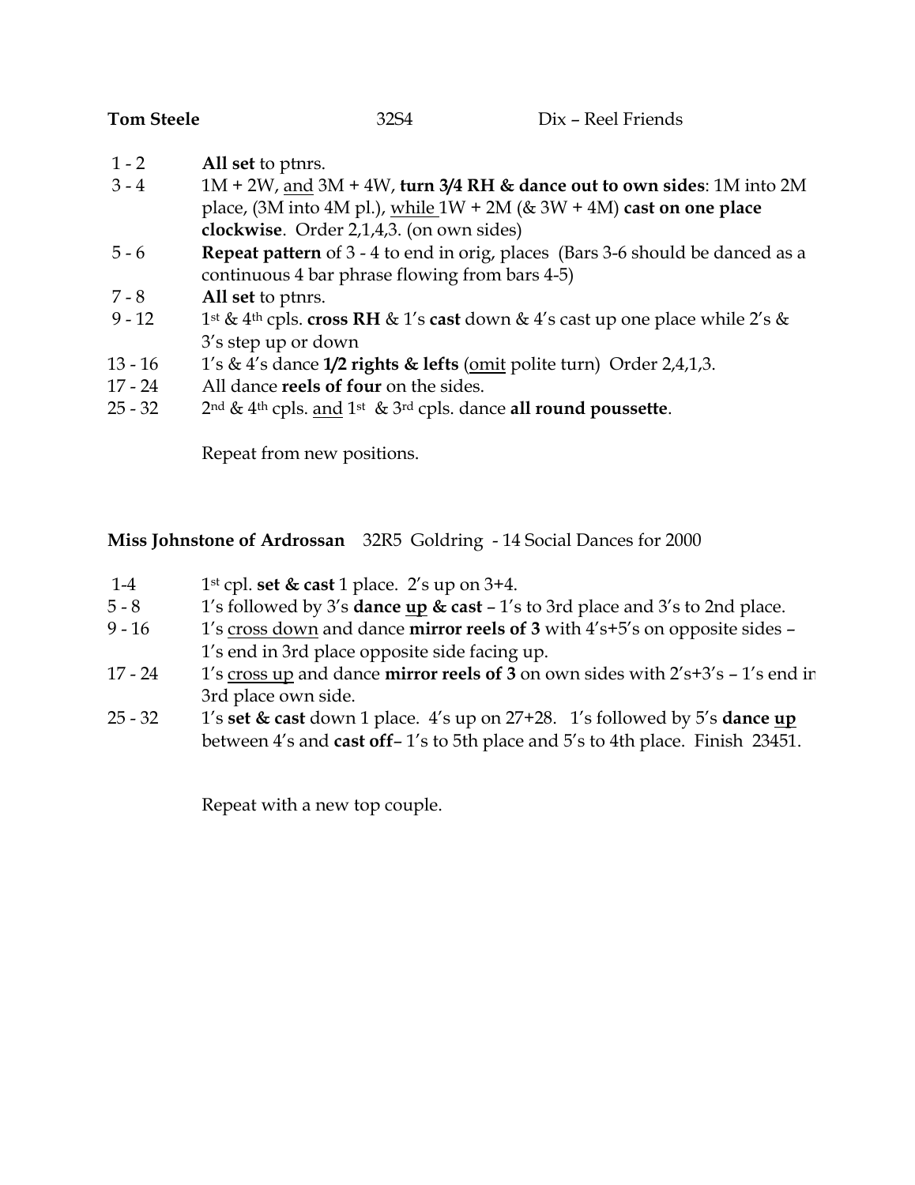**Tom Steele** 32S4 Dix – Reel Friends

| | |
|---|---|
| 1 - 2 | **All set** to ptnrs. |
| 3 - 4 | 1M + 2W, and 3M + 4W, **turn 3/4 RH & dance out to own sides**: 1M into 2M place, (3M into 4M pl.), while 1W + 2M (& 3W + 4M) **cast on one place clockwise**. Order 2,1,4,3. (on own sides) |
| 5 - 6 | **Repeat pattern** of 3 - 4 to end in orig, places (Bars 3-6 should be danced as a continuous 4 bar phrase flowing from bars 4-5) |
| 7 - 8 | **All set** to ptnrs. |
| 9 - 12 | 1st & 4th cpls. **cross RH** & 1's **cast** down & 4's cast up one place while 2's & 3's step up or down |
| 13 - 16 | 1's & 4's dance **1/2 rights & lefts** (omit polite turn) Order 2,4,1,3. |
| 17 - 24 | All dance **reels of four** on the sides. |
| 25 - 32 | 2nd & 4th cpls. and 1st & 3rd cpls. dance **all round poussette**. |

Repeat from new positions.

**Miss Johnstone of Ardrossan** 32R5 Goldring - 14 Social Dances for 2000

| | |
|---|---|
| 1-4 | 1st cpl. **set & cast** 1 place. 2's up on 3+4. |
| 5 - 8 | 1's followed by 3's **dance up & cast** – 1's to 3rd place and 3's to 2nd place. |
| 9 - 16 | 1's cross down and dance **mirror reels of 3** with 4's+5's on opposite sides – 1's end in 3rd place opposite side facing up. |
| 17 - 24 | 1's cross up and dance **mirror reels of 3** on own sides with 2's+3's – 1's end in 3rd place own side. |
| 25 - 32 | 1's **set & cast** down 1 place. 4's up on 27+28. 1's followed by 5's **dance up** between 4's and **cast off**– 1's to 5th place and 5's to 4th place. Finish 23451. |

Repeat with a new top couple.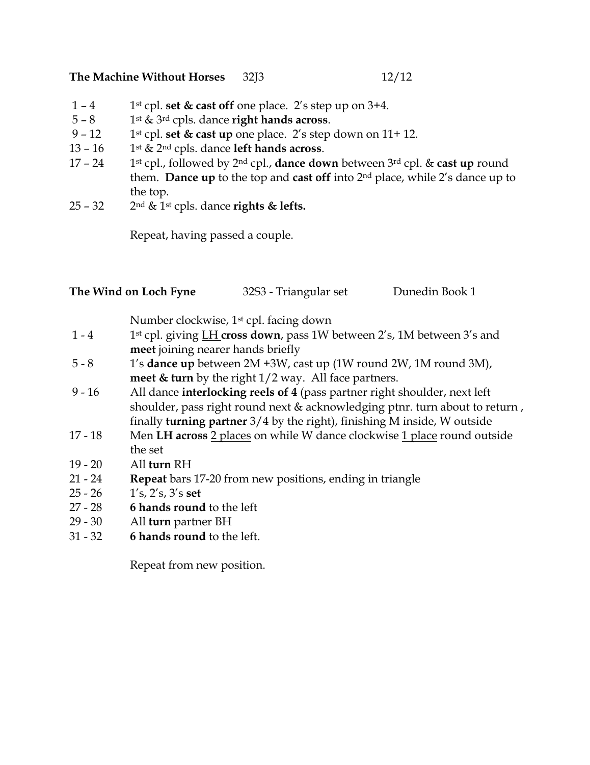**The Machine Without Horses** 32J3 12/12

| | |
|---|---|
| 1 – 4 | 1st cpl. **set & cast off** one place. 2's step up on 3+4. |
| 5 – 8 | 1st & 3rd cpls. dance **right hands across**. |
| 9 – 12 | 1st cpl. **set & cast up** one place. 2's step down on 11+ 12. |
| 13 – 16 | 1st & 2nd cpls. dance **left hands across**. |
| 17 – 24 | 1st cpl., followed by 2nd cpl., **dance down** between 3rd cpl. & **cast up** round them. **Dance up** to the top and **cast off** into 2nd place, while 2's dance up to the top. |
| 25 – 32 | 2nd & 1st cpls. dance **rights & lefts.** |

Repeat, having passed a couple.

**The Wind on Loch Fyne** 32S3 - Triangular set Dunedin Book 1

Number clockwise, 1st cpl. facing down

| | |
|---|---|
| 1 - 4 | 1st cpl. giving <u>LH</u> **cross down**, pass 1W between 2's, 1M between 3's and **meet** joining nearer hands briefly |
| 5 - 8 | 1's **dance up** between 2M +3W, cast up (1W round 2W, 1M round 3M), **meet & turn** by the right 1/2 way. All face partners. |
| 9 - 16 | All dance **interlocking reels of 4** (pass partner right shoulder, next left shoulder, pass right round next & acknowledging ptnr. turn about to return , finally **turning partner** 3/4 by the right), finishing M inside, W outside |
| 17 - 18 | Men **LH across** <u>2 places</u> on while W dance clockwise <u>1 place</u> round outside the set |
| 19 - 20 | All **turn** RH |
| 21 - 24 | **Repeat** bars 17-20 from new positions, ending in triangle |
| 25 - 26 | 1's, 2's, 3's **set** |
| 27 - 28 | **6 hands round** to the left |
| 29 - 30 | All **turn** partner BH |
| 31 - 32 | **6 hands round** to the left. |

Repeat from new position.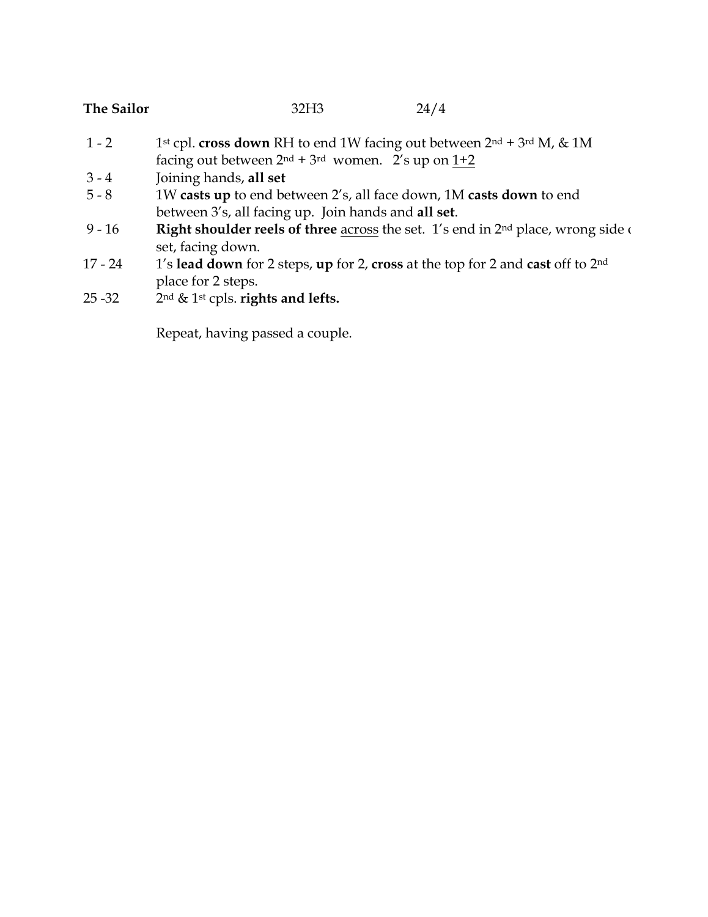**The Sailor** 32H3 24/4

| | |
|---|---|
| 1 - 2 | 1st cpl. **cross down** RH to end 1W facing out between 2nd + 3rd M, & 1M facing out between 2nd + 3rd women. 2's up on <u>1+2</u> |
| 3 - 4 | Joining hands, **all set** |
| 5 - 8 | 1W **casts up** to end between 2's, all face down, 1M **casts down** to end between 3's, all facing up. Join hands and **all set**. |
| 9 - 16 | **Right shoulder reels of three** <u>across</u> the set. 1's end in 2nd place, wrong side of set, facing down. |
| 17 - 24 | 1's **lead down** for 2 steps, **up** for 2, **cross** at the top for 2 and **cast** off to 2nd place for 2 steps. |
| 25 -32 | 2nd & 1st cpls. **rights and lefts.** |

Repeat, having passed a couple.